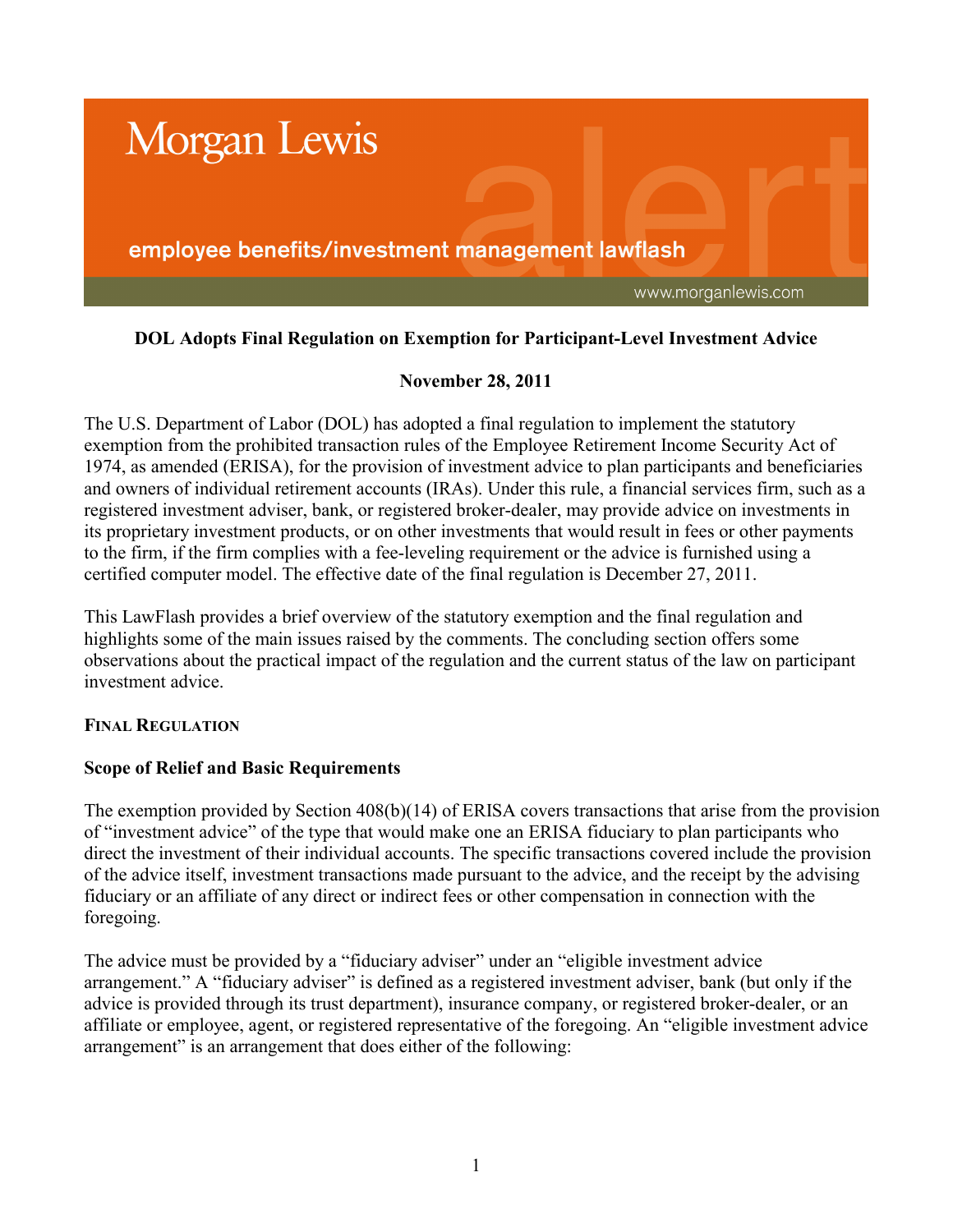Morgan Lewis

employee benefits/investment management lawflash

www.morganlewis.com

**DOL Adopts Final Regulation on Exemption for Participant-Level Investment Advice**

**November 28, 2011**

The U.S. Department of Labor (DOL) has adopted a final regulation to implement the statutory exemption from the prohibited transaction rules of the Employee Retirement Income Security Act of 1974, as amended (ERISA), for the provision of investment advice to plan participants and beneficiaries and owners of individual retirement accounts (IRAs). Under this rule, a financial services firm, such as a registered investment adviser, bank, or registered broker-dealer, may provide advice on investments in its proprietary investment products, or on other investments that would result in fees or other payments to the firm, if the firm complies with a fee-leveling requirement or the advice is furnished using a certified computer model. The effective date of the final regulation is December 27, 2011.

This LawFlash provides a brief overview of the statutory exemption and the final regulation and highlights some of the main issues raised by the comments. The concluding section offers some observations about the practical impact of the regulation and the current status of the law on participant investment advice.

## FINAL REGULATION

### Scope of Relief and Basic Requirements

The exemption provided by Section 408(b)(14) of ERISA covers transactions that arise from the provision of "investment advice" of the type that would make one an ERISA fiduciary to plan participants who direct the investment of their individual accounts. The specific transactions covered include the provision of the advice itself, investment transactions made pursuant to the advice, and the receipt by the advising fiduciary or an affiliate of any direct or indirect fees or other compensation in connection with the foregoing.

The advice must be provided by a "fiduciary adviser" under an "eligible investment advice arrangement." A "fiduciary adviser" is defined as a registered investment adviser, bank (but only if the advice is provided through its trust department), insurance company, or registered broker-dealer, or an affiliate or employee, agent, or registered representative of the foregoing. An "eligible investment advice arrangement" is an arrangement that does either of the following: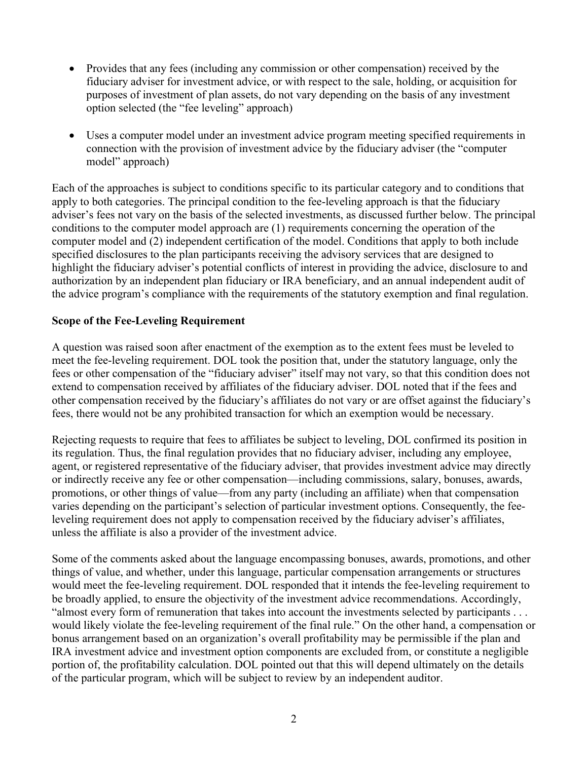- Provides that any fees (including any commission or other compensation) received by the fiduciary adviser for investment advice, or with respect to the sale, holding, or acquisition for purposes of investment of plan assets, do not vary depending on the basis of any investment option selected (the "fee leveling" approach)

- Uses a computer model under an investment advice program meeting specified requirements in connection with the provision of investment advice by the fiduciary adviser (the "computer model" approach)

Each of the approaches is subject to conditions specific to its particular category and to conditions that apply to both categories. The principal condition to the fee-leveling approach is that the fiduciary adviser's fees not vary on the basis of the selected investments, as discussed further below. The principal conditions to the computer model approach are (1) requirements concerning the operation of the computer model and (2) independent certification of the model. Conditions that apply to both include specified disclosures to the plan participants receiving the advisory services that are designed to highlight the fiduciary adviser's potential conflicts of interest in providing the advice, disclosure to and authorization by an independent plan fiduciary or IRA beneficiary, and an annual independent audit of the advice program's compliance with the requirements of the statutory exemption and final regulation.

**Scope of the Fee-Leveling Requirement**

A question was raised soon after enactment of the exemption as to the extent fees must be leveled to meet the fee-leveling requirement. DOL took the position that, under the statutory language, only the fees or other compensation of the "fiduciary adviser" itself may not vary, so that this condition does not extend to compensation received by affiliates of the fiduciary adviser. DOL noted that if the fees and other compensation received by the fiduciary's affiliates do not vary or are offset against the fiduciary's fees, there would not be any prohibited transaction for which an exemption would be necessary.

Rejecting requests to require that fees to affiliates be subject to leveling, DOL confirmed its position in its regulation. Thus, the final regulation provides that no fiduciary adviser, including any employee, agent, or registered representative of the fiduciary adviser, that provides investment advice may directly or indirectly receive any fee or other compensation—including commissions, salary, bonuses, awards, promotions, or other things of value—from any party (including an affiliate) when that compensation varies depending on the participant's selection of particular investment options. Consequently, the fee-leveling requirement does not apply to compensation received by the fiduciary adviser's affiliates, unless the affiliate is also a provider of the investment advice.

Some of the comments asked about the language encompassing bonuses, awards, promotions, and other things of value, and whether, under this language, particular compensation arrangements or structures would meet the fee-leveling requirement. DOL responded that it intends the fee-leveling requirement to be broadly applied, to ensure the objectivity of the investment advice recommendations. Accordingly, "almost every form of remuneration that takes into account the investments selected by participants . . . would likely violate the fee-leveling requirement of the final rule." On the other hand, a compensation or bonus arrangement based on an organization's overall profitability may be permissible if the plan and IRA investment advice and investment option components are excluded from, or constitute a negligible portion of, the profitability calculation. DOL pointed out that this will depend ultimately on the details of the particular program, which will be subject to review by an independent auditor.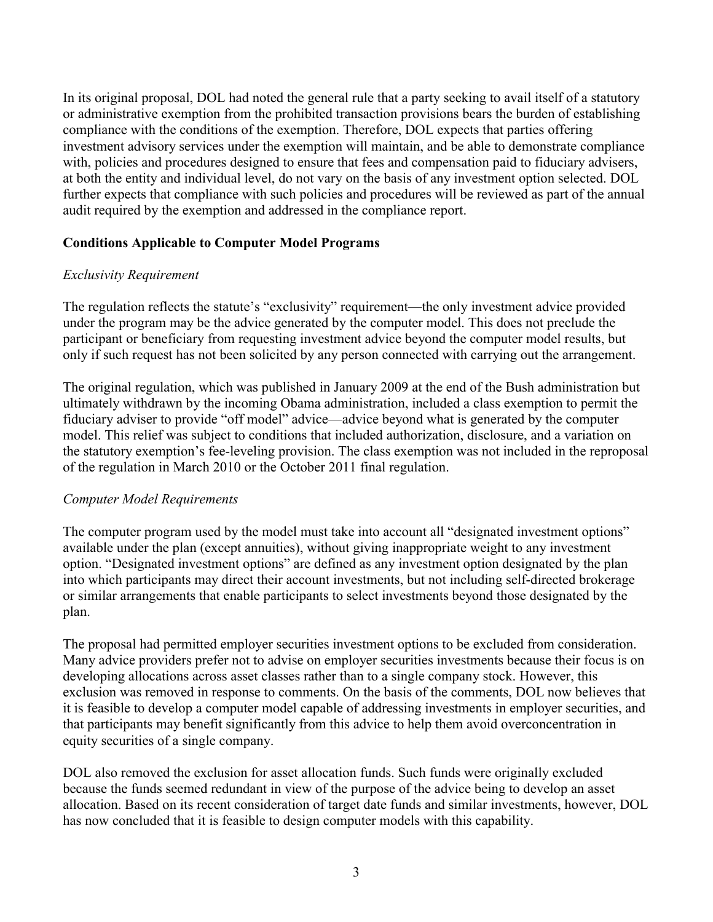In its original proposal, DOL had noted the general rule that a party seeking to avail itself of a statutory or administrative exemption from the prohibited transaction provisions bears the burden of establishing compliance with the conditions of the exemption. Therefore, DOL expects that parties offering investment advisory services under the exemption will maintain, and be able to demonstrate compliance with, policies and procedures designed to ensure that fees and compensation paid to fiduciary advisers, at both the entity and individual level, do not vary on the basis of any investment option selected. DOL further expects that compliance with such policies and procedures will be reviewed as part of the annual audit required by the exemption and addressed in the compliance report.

**Conditions Applicable to Computer Model Programs**

*Exclusivity Requirement*

The regulation reflects the statute's "exclusivity" requirement—the only investment advice provided under the program may be the advice generated by the computer model. This does not preclude the participant or beneficiary from requesting investment advice beyond the computer model results, but only if such request has not been solicited by any person connected with carrying out the arrangement.

The original regulation, which was published in January 2009 at the end of the Bush administration but ultimately withdrawn by the incoming Obama administration, included a class exemption to permit the fiduciary adviser to provide "off model" advice—advice beyond what is generated by the computer model. This relief was subject to conditions that included authorization, disclosure, and a variation on the statutory exemption's fee-leveling provision. The class exemption was not included in the reproposal of the regulation in March 2010 or the October 2011 final regulation.

*Computer Model Requirements*

The computer program used by the model must take into account all "designated investment options" available under the plan (except annuities), without giving inappropriate weight to any investment option. "Designated investment options" are defined as any investment option designated by the plan into which participants may direct their account investments, but not including self-directed brokerage or similar arrangements that enable participants to select investments beyond those designated by the plan.

The proposal had permitted employer securities investment options to be excluded from consideration. Many advice providers prefer not to advise on employer securities investments because their focus is on developing allocations across asset classes rather than to a single company stock. However, this exclusion was removed in response to comments. On the basis of the comments, DOL now believes that it is feasible to develop a computer model capable of addressing investments in employer securities, and that participants may benefit significantly from this advice to help them avoid overconcentration in equity securities of a single company.

DOL also removed the exclusion for asset allocation funds. Such funds were originally excluded because the funds seemed redundant in view of the purpose of the advice being to develop an asset allocation. Based on its recent consideration of target date funds and similar investments, however, DOL has now concluded that it is feasible to design computer models with this capability.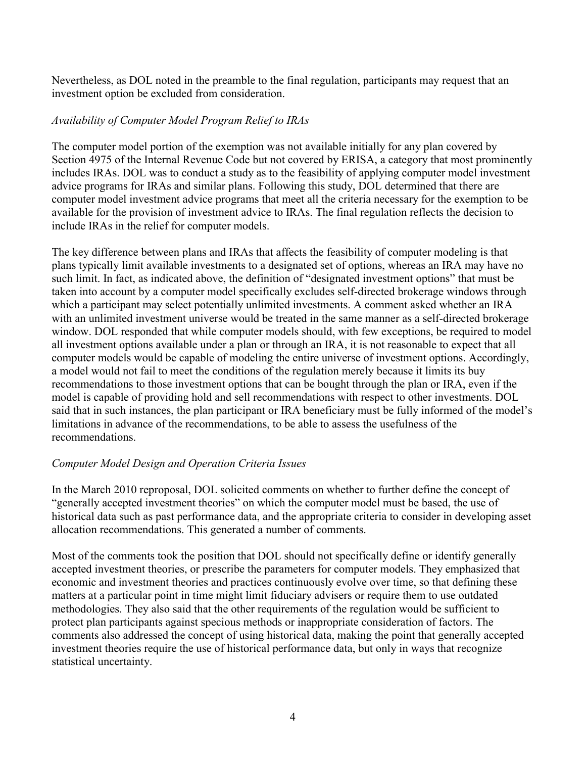Nevertheless, as DOL noted in the preamble to the final regulation, participants may request that an investment option be excluded from consideration.

*Availability of Computer Model Program Relief to IRAs*

The computer model portion of the exemption was not available initially for any plan covered by Section 4975 of the Internal Revenue Code but not covered by ERISA, a category that most prominently includes IRAs. DOL was to conduct a study as to the feasibility of applying computer model investment advice programs for IRAs and similar plans. Following this study, DOL determined that there are computer model investment advice programs that meet all the criteria necessary for the exemption to be available for the provision of investment advice to IRAs. The final regulation reflects the decision to include IRAs in the relief for computer models.

The key difference between plans and IRAs that affects the feasibility of computer modeling is that plans typically limit available investments to a designated set of options, whereas an IRA may have no such limit. In fact, as indicated above, the definition of "designated investment options" that must be taken into account by a computer model specifically excludes self-directed brokerage windows through which a participant may select potentially unlimited investments. A comment asked whether an IRA with an unlimited investment universe would be treated in the same manner as a self-directed brokerage window. DOL responded that while computer models should, with few exceptions, be required to model all investment options available under a plan or through an IRA, it is not reasonable to expect that all computer models would be capable of modeling the entire universe of investment options. Accordingly, a model would not fail to meet the conditions of the regulation merely because it limits its buy recommendations to those investment options that can be bought through the plan or IRA, even if the model is capable of providing hold and sell recommendations with respect to other investments. DOL said that in such instances, the plan participant or IRA beneficiary must be fully informed of the model's limitations in advance of the recommendations, to be able to assess the usefulness of the recommendations.

*Computer Model Design and Operation Criteria Issues*

In the March 2010 reproposal, DOL solicited comments on whether to further define the concept of "generally accepted investment theories" on which the computer model must be based, the use of historical data such as past performance data, and the appropriate criteria to consider in developing asset allocation recommendations. This generated a number of comments.

Most of the comments took the position that DOL should not specifically define or identify generally accepted investment theories, or prescribe the parameters for computer models. They emphasized that economic and investment theories and practices continuously evolve over time, so that defining these matters at a particular point in time might limit fiduciary advisers or require them to use outdated methodologies. They also said that the other requirements of the regulation would be sufficient to protect plan participants against specious methods or inappropriate consideration of factors. The comments also addressed the concept of using historical data, making the point that generally accepted investment theories require the use of historical performance data, but only in ways that recognize statistical uncertainty.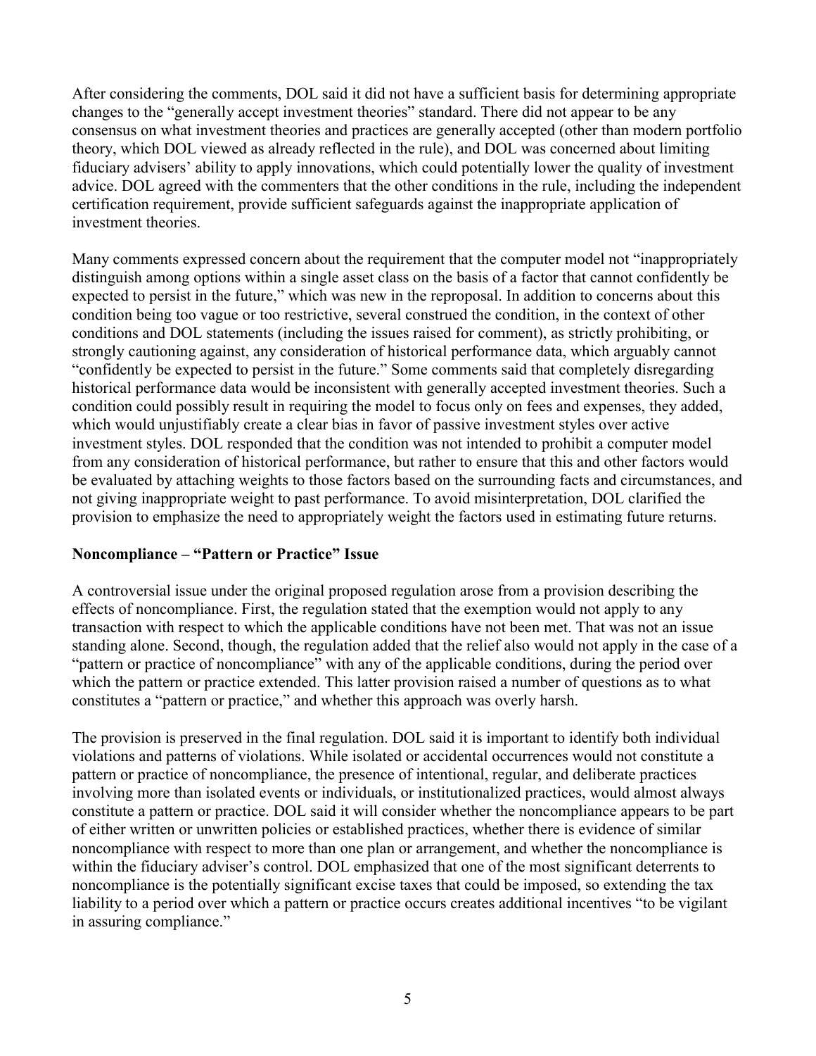After considering the comments, DOL said it did not have a sufficient basis for determining appropriate changes to the "generally accept investment theories" standard. There did not appear to be any consensus on what investment theories and practices are generally accepted (other than modern portfolio theory, which DOL viewed as already reflected in the rule), and DOL was concerned about limiting fiduciary advisers' ability to apply innovations, which could potentially lower the quality of investment advice. DOL agreed with the commenters that the other conditions in the rule, including the independent certification requirement, provide sufficient safeguards against the inappropriate application of investment theories.

Many comments expressed concern about the requirement that the computer model not "inappropriately distinguish among options within a single asset class on the basis of a factor that cannot confidently be expected to persist in the future," which was new in the reproposal. In addition to concerns about this condition being too vague or too restrictive, several construed the condition, in the context of other conditions and DOL statements (including the issues raised for comment), as strictly prohibiting, or strongly cautioning against, any consideration of historical performance data, which arguably cannot "confidently be expected to persist in the future." Some comments said that completely disregarding historical performance data would be inconsistent with generally accepted investment theories. Such a condition could possibly result in requiring the model to focus only on fees and expenses, they added, which would unjustifiably create a clear bias in favor of passive investment styles over active investment styles. DOL responded that the condition was not intended to prohibit a computer model from any consideration of historical performance, but rather to ensure that this and other factors would be evaluated by attaching weights to those factors based on the surrounding facts and circumstances, and not giving inappropriate weight to past performance. To avoid misinterpretation, DOL clarified the provision to emphasize the need to appropriately weight the factors used in estimating future returns.

**Noncompliance – "Pattern or Practice" Issue**

A controversial issue under the original proposed regulation arose from a provision describing the effects of noncompliance. First, the regulation stated that the exemption would not apply to any transaction with respect to which the applicable conditions have not been met. That was not an issue standing alone. Second, though, the regulation added that the relief also would not apply in the case of a "pattern or practice of noncompliance" with any of the applicable conditions, during the period over which the pattern or practice extended. This latter provision raised a number of questions as to what constitutes a "pattern or practice," and whether this approach was overly harsh.

The provision is preserved in the final regulation. DOL said it is important to identify both individual violations and patterns of violations. While isolated or accidental occurrences would not constitute a pattern or practice of noncompliance, the presence of intentional, regular, and deliberate practices involving more than isolated events or individuals, or institutionalized practices, would almost always constitute a pattern or practice. DOL said it will consider whether the noncompliance appears to be part of either written or unwritten policies or established practices, whether there is evidence of similar noncompliance with respect to more than one plan or arrangement, and whether the noncompliance is within the fiduciary adviser's control. DOL emphasized that one of the most significant deterrents to noncompliance is the potentially significant excise taxes that could be imposed, so extending the tax liability to a period over which a pattern or practice occurs creates additional incentives "to be vigilant in assuring compliance."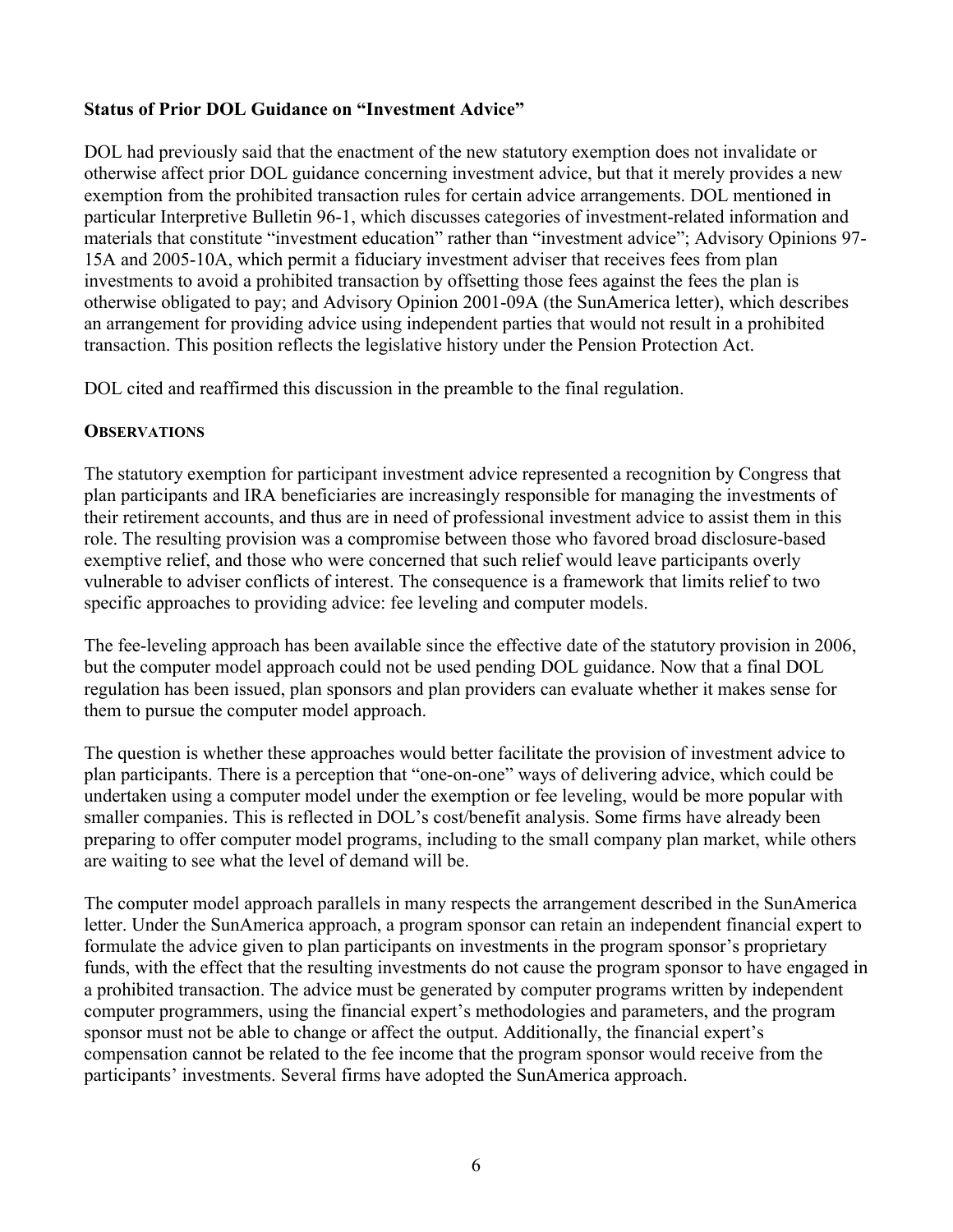### Status of Prior DOL Guidance on "Investment Advice"

DOL had previously said that the enactment of the new statutory exemption does not invalidate or otherwise affect prior DOL guidance concerning investment advice, but that it merely provides a new exemption from the prohibited transaction rules for certain advice arrangements. DOL mentioned in particular Interpretive Bulletin 96-1, which discusses categories of investment-related information and materials that constitute "investment education" rather than "investment advice"; Advisory Opinions 97-15A and 2005-10A, which permit a fiduciary investment adviser that receives fees from plan investments to avoid a prohibited transaction by offsetting those fees against the fees the plan is otherwise obligated to pay; and Advisory Opinion 2001-09A (the SunAmerica letter), which describes an arrangement for providing advice using independent parties that would not result in a prohibited transaction. This position reflects the legislative history under the Pension Protection Act.

DOL cited and reaffirmed this discussion in the preamble to the final regulation.

## OBSERVATIONS

The statutory exemption for participant investment advice represented a recognition by Congress that plan participants and IRA beneficiaries are increasingly responsible for managing the investments of their retirement accounts, and thus are in need of professional investment advice to assist them in this role. The resulting provision was a compromise between those who favored broad disclosure-based exemptive relief, and those who were concerned that such relief would leave participants overly vulnerable to adviser conflicts of interest. The consequence is a framework that limits relief to two specific approaches to providing advice: fee leveling and computer models.

The fee-leveling approach has been available since the effective date of the statutory provision in 2006, but the computer model approach could not be used pending DOL guidance. Now that a final DOL regulation has been issued, plan sponsors and plan providers can evaluate whether it makes sense for them to pursue the computer model approach.

The question is whether these approaches would better facilitate the provision of investment advice to plan participants. There is a perception that "one-on-one" ways of delivering advice, which could be undertaken using a computer model under the exemption or fee leveling, would be more popular with smaller companies. This is reflected in DOL's cost/benefit analysis. Some firms have already been preparing to offer computer model programs, including to the small company plan market, while others are waiting to see what the level of demand will be.

The computer model approach parallels in many respects the arrangement described in the SunAmerica letter. Under the SunAmerica approach, a program sponsor can retain an independent financial expert to formulate the advice given to plan participants on investments in the program sponsor's proprietary funds, with the effect that the resulting investments do not cause the program sponsor to have engaged in a prohibited transaction. The advice must be generated by computer programs written by independent computer programmers, using the financial expert's methodologies and parameters, and the program sponsor must not be able to change or affect the output. Additionally, the financial expert's compensation cannot be related to the fee income that the program sponsor would receive from the participants' investments. Several firms have adopted the SunAmerica approach.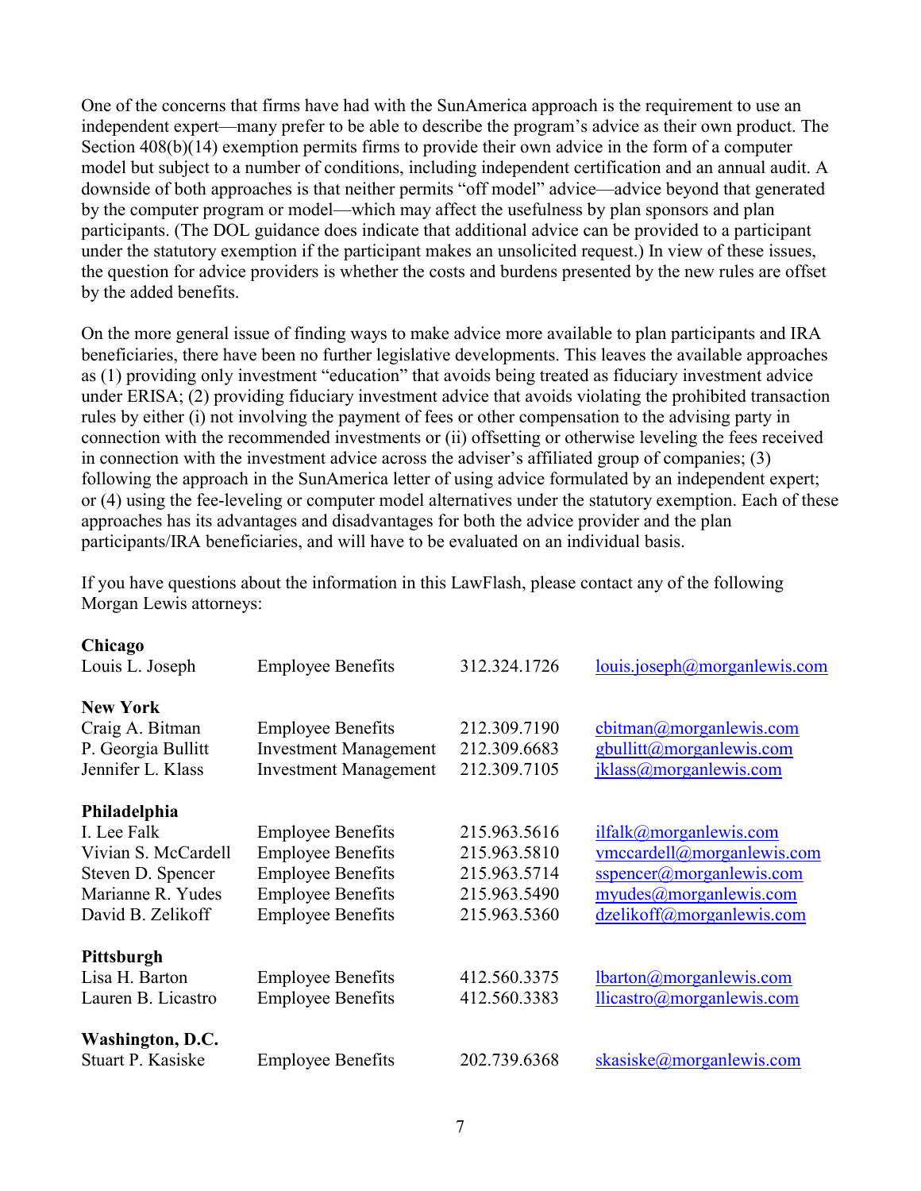One of the concerns that firms have had with the SunAmerica approach is the requirement to use an independent expert—many prefer to be able to describe the program's advice as their own product. The Section 408(b)(14) exemption permits firms to provide their own advice in the form of a computer model but subject to a number of conditions, including independent certification and an annual audit. A downside of both approaches is that neither permits "off model" advice—advice beyond that generated by the computer program or model—which may affect the usefulness by plan sponsors and plan participants. (The DOL guidance does indicate that additional advice can be provided to a participant under the statutory exemption if the participant makes an unsolicited request.) In view of these issues, the question for advice providers is whether the costs and burdens presented by the new rules are offset by the added benefits.

On the more general issue of finding ways to make advice more available to plan participants and IRA beneficiaries, there have been no further legislative developments. This leaves the available approaches as (1) providing only investment "education" that avoids being treated as fiduciary investment advice under ERISA; (2) providing fiduciary investment advice that avoids violating the prohibited transaction rules by either (i) not involving the payment of fees or other compensation to the advising party in connection with the recommended investments or (ii) offsetting or otherwise leveling the fees received in connection with the investment advice across the adviser's affiliated group of companies; (3) following the approach in the SunAmerica letter of using advice formulated by an independent expert; or (4) using the fee-leveling or computer model alternatives under the statutory exemption. Each of these approaches has its advantages and disadvantages for both the advice provider and the plan participants/IRA beneficiaries, and will have to be evaluated on an individual basis.

If you have questions about the information in this LawFlash, please contact any of the following Morgan Lewis attorneys:

| | | | |
|---|---|---|---|
| **Chicago** | | | |
| Louis L. Joseph | Employee Benefits | 312.324.1726 | louis.joseph@morganlewis.com |
| **New York** | | | |
| Craig A. Bitman | Employee Benefits | 212.309.7190 | cbitman@morganlewis.com |
| P. Georgia Bullitt | Investment Management | 212.309.6683 | gbullitt@morganlewis.com |
| Jennifer L. Klass | Investment Management | 212.309.7105 | jklass@morganlewis.com |
| **Philadelphia** | | | |
| I. Lee Falk | Employee Benefits | 215.963.5616 | ilfalk@morganlewis.com |
| Vivian S. McCardell | Employee Benefits | 215.963.5810 | vmccardell@morganlewis.com |
| Steven D. Spencer | Employee Benefits | 215.963.5714 | sspencer@morganlewis.com |
| Marianne R. Yudes | Employee Benefits | 215.963.5490 | myudes@morganlewis.com |
| David B. Zelikoff | Employee Benefits | 215.963.5360 | dzelikoff@morganlewis.com |
| **Pittsburgh** | | | |
| Lisa H. Barton | Employee Benefits | 412.560.3375 | lbarton@morganlewis.com |
| Lauren B. Licastro | Employee Benefits | 412.560.3383 | llicastro@morganlewis.com |
| **Washington, D.C.** | | | |
| Stuart P. Kasiske | Employee Benefits | 202.739.6368 | skasiske@morganlewis.com |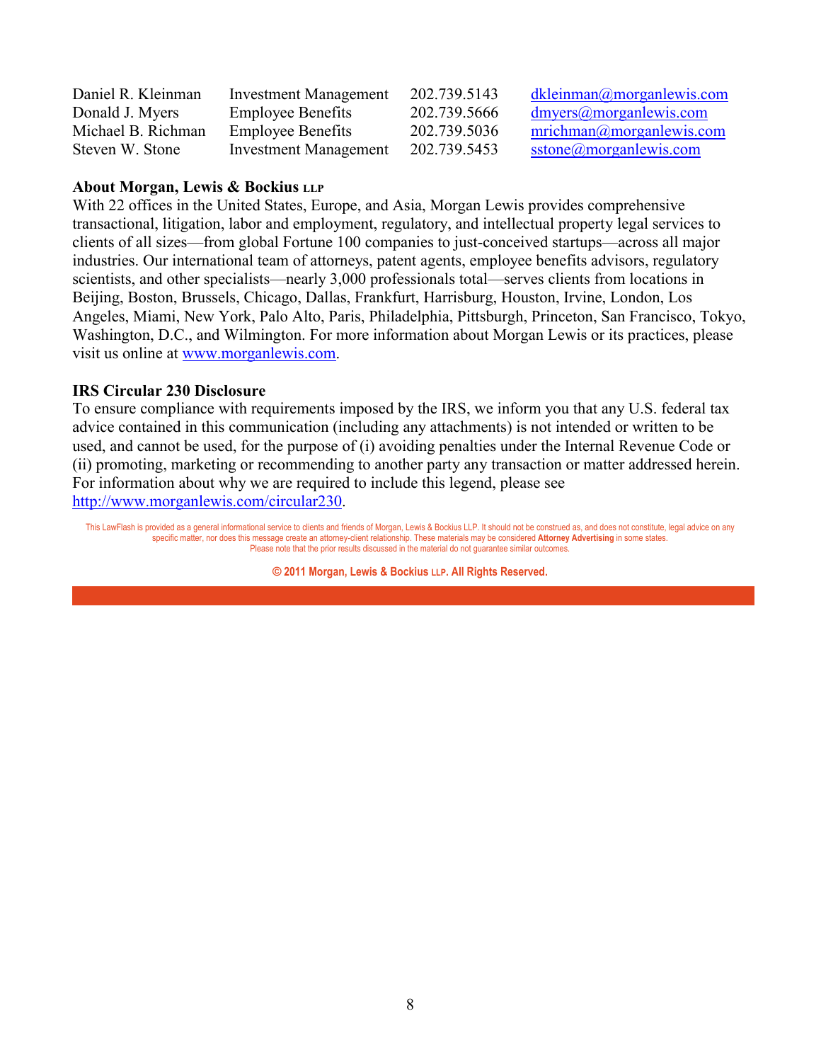| | | | |
|---|---|---|---|
| Daniel R. Kleinman | Investment Management | 202.739.5143 | dkleinman@morganlewis.com |
| Donald J. Myers | Employee Benefits | 202.739.5666 | dmyers@morganlewis.com |
| Michael B. Richman | Employee Benefits | 202.739.5036 | mrichman@morganlewis.com |
| Steven W. Stone | Investment Management | 202.739.5453 | sstone@morganlewis.com |

**About Morgan, Lewis & Bockius LLP**

With 22 offices in the United States, Europe, and Asia, Morgan Lewis provides comprehensive transactional, litigation, labor and employment, regulatory, and intellectual property legal services to clients of all sizes—from global Fortune 100 companies to just-conceived startups—across all major industries. Our international team of attorneys, patent agents, employee benefits advisors, regulatory scientists, and other specialists—nearly 3,000 professionals total—serves clients from locations in Beijing, Boston, Brussels, Chicago, Dallas, Frankfurt, Harrisburg, Houston, Irvine, London, Los Angeles, Miami, New York, Palo Alto, Paris, Philadelphia, Pittsburgh, Princeton, San Francisco, Tokyo, Washington, D.C., and Wilmington. For more information about Morgan Lewis or its practices, please visit us online at www.morganlewis.com.

**IRS Circular 230 Disclosure**

To ensure compliance with requirements imposed by the IRS, we inform you that any U.S. federal tax advice contained in this communication (including any attachments) is not intended or written to be used, and cannot be used, for the purpose of (i) avoiding penalties under the Internal Revenue Code or (ii) promoting, marketing or recommending to another party any transaction or matter addressed herein. For information about why we are required to include this legend, please see http://www.morganlewis.com/circular230.

This LawFlash is provided as a general informational service to clients and friends of Morgan, Lewis & Bockius LLP. It should not be construed as, and does not constitute, legal advice on any specific matter, nor does this message create an attorney-client relationship. These materials may be considered **Attorney Advertising** in some states. Please note that the prior results discussed in the material do not guarantee similar outcomes.

**© 2011 Morgan, Lewis & Bockius LLP. All Rights Reserved.**